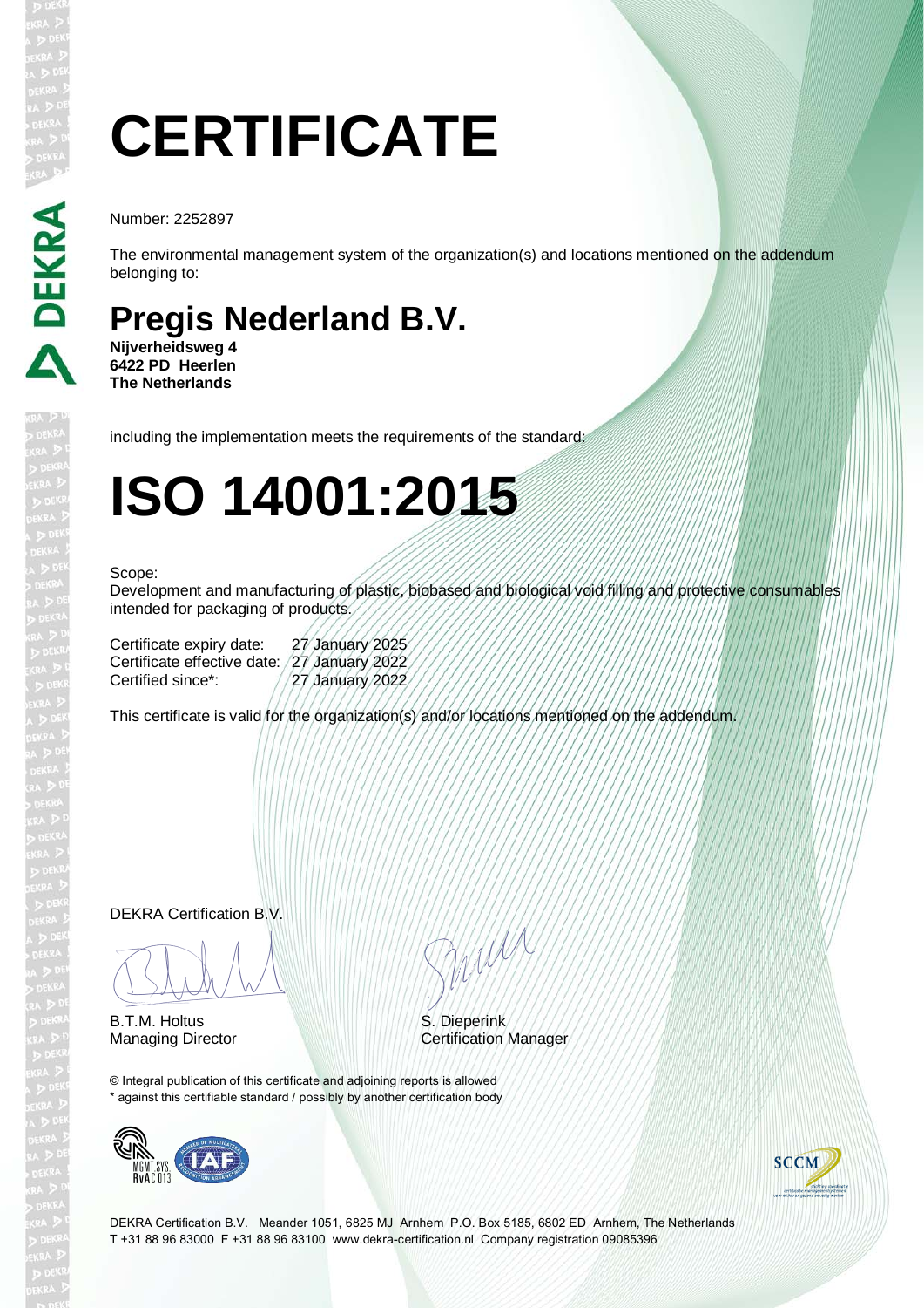# CERTIFICATE

Number: 2252897

The environmental management system of the organization(s) and locations mentioned on the addendum belonging to:

## Pregis Nederland B.V.

**Nijverheidsweg 4**
**6422 PD Heerlen**
**The Netherlands**

including the implementation meets the requirements of the standard:

# ISO 14001:2015

Scope:
Development and manufacturing of plastic, biobased and biological void filling and protective consumables intended for packaging of products.

| | |
|---|---|
| Certificate expiry date: | 27 January 2025 |
| Certificate effective date: | 27 January 2022 |
| Certified since*: | 27 January 2022 |

This certificate is valid for the organization(s) and/or locations mentioned on the addendum.

DEKRA Certification B.V.

B.T.M. Holtus
Managing Director

S. Dieperink
Certification Manager

© Integral publication of this certificate and adjoining reports is allowed
* against this certifiable standard / possibly by another certification body

DEKRA Certification B.V. Meander 1051, 6825 MJ Arnhem P.O. Box 5185, 6802 ED Arnhem, The Netherlands
T +31 88 96 83000 F +31 88 96 83100 www.dekra-certification.nl Company registration 09085396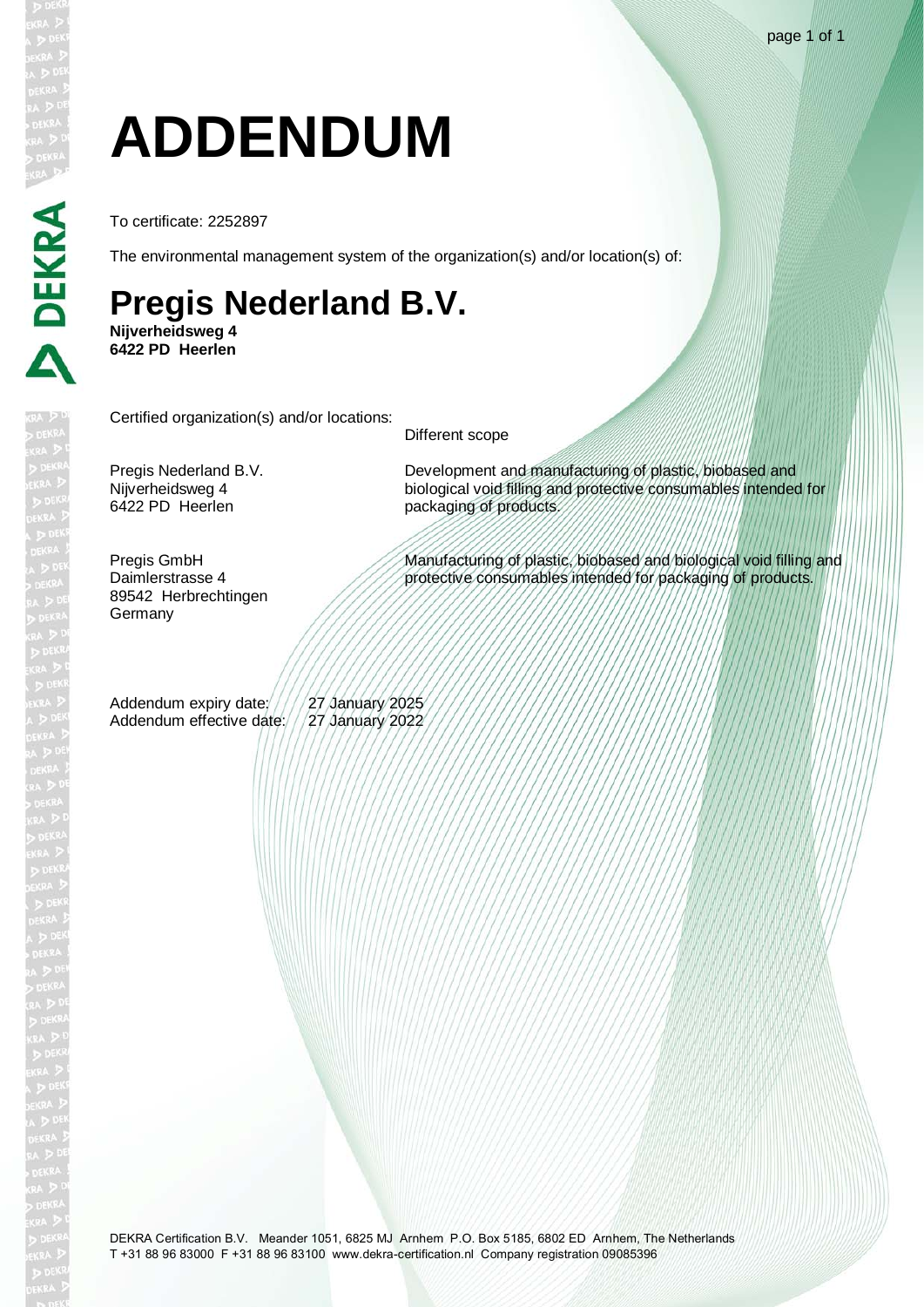# ADDENDUM

To certificate: 2252897

The environmental management system of the organization(s) and/or location(s) of:

## Pregis Nederland B.V.

**Nijverheidsweg 4**
**6422 PD Heerlen**

Certified organization(s) and/or locations:

| | Different scope |
|---|---|
| Pregis Nederland B.V.<br>Nijverheidsweg 4<br>6422 PD Heerlen | Development and manufacturing of plastic, biobased and biological void filling and protective consumables intended for packaging of products. |
| Pregis GmbH<br>Daimlerstrasse 4<br>89542 Herbrechtingen<br>Germany | Manufacturing of plastic, biobased and biological void filling and protective consumables intended for packaging of products. |

Addendum expiry date: 27 January 2025
Addendum effective date: 27 January 2022

DEKRA Certification B.V. Meander 1051, 6825 MJ Arnhem P.O. Box 5185, 6802 ED Arnhem, The Netherlands
T +31 88 96 83000 F +31 88 96 83100 www.dekra-certification.nl Company registration 09085396